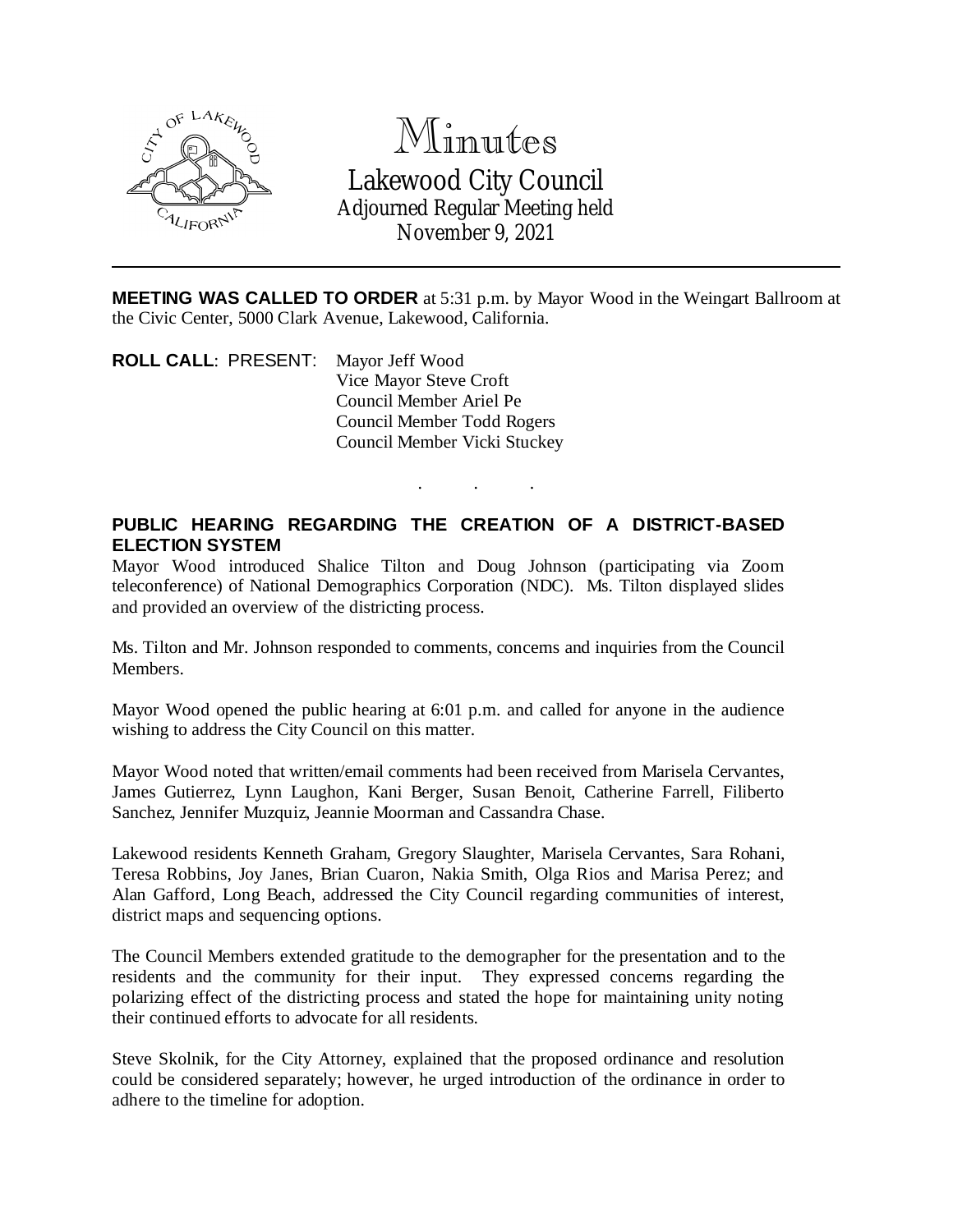# Minutes

## Lakewood City Council

### Adjourned Regular Meeting held November 9, 2021

**MEETING WAS CALLED TO ORDER** at 5:31 p.m. by Mayor Wood in the Weingart Ballroom at the Civic Center, 5000 Clark Avenue, Lakewood, California.

**ROLL CALL**: PRESENT: Mayor Jeff Wood
Vice Mayor Steve Croft
Council Member Ariel Pe
Council Member Todd Rogers
Council Member Vicki Stuckey

. . .

**PUBLIC HEARING REGARDING THE CREATION OF A DISTRICT-BASED ELECTION SYSTEM**

Mayor Wood introduced Shalice Tilton and Doug Johnson (participating via Zoom teleconference) of National Demographics Corporation (NDC). Ms. Tilton displayed slides and provided an overview of the districting process.

Ms. Tilton and Mr. Johnson responded to comments, concerns and inquiries from the Council Members.

Mayor Wood opened the public hearing at 6:01 p.m. and called for anyone in the audience wishing to address the City Council on this matter.

Mayor Wood noted that written/email comments had been received from Marisela Cervantes, James Gutierrez, Lynn Laughon, Kani Berger, Susan Benoit, Catherine Farrell, Filiberto Sanchez, Jennifer Muzquiz, Jeannie Moorman and Cassandra Chase.

Lakewood residents Kenneth Graham, Gregory Slaughter, Marisela Cervantes, Sara Rohani, Teresa Robbins, Joy Janes, Brian Cuaron, Nakia Smith, Olga Rios and Marisa Perez; and Alan Gafford, Long Beach, addressed the City Council regarding communities of interest, district maps and sequencing options.

The Council Members extended gratitude to the demographer for the presentation and to the residents and the community for their input. They expressed concerns regarding the polarizing effect of the districting process and stated the hope for maintaining unity noting their continued efforts to advocate for all residents.

Steve Skolnik, for the City Attorney, explained that the proposed ordinance and resolution could be considered separately; however, he urged introduction of the ordinance in order to adhere to the timeline for adoption.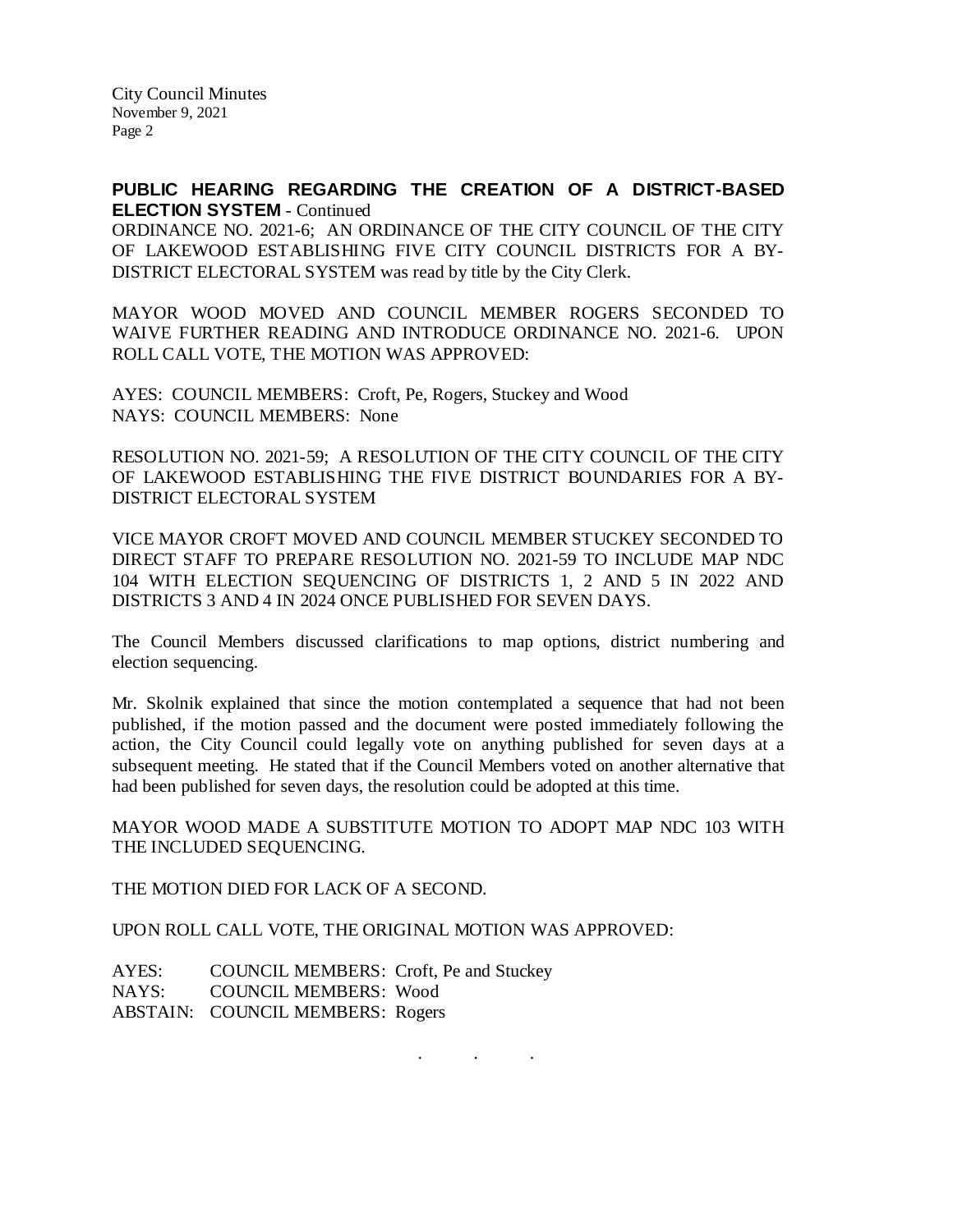**PUBLIC HEARING REGARDING THE CREATION OF A DISTRICT-BASED ELECTION SYSTEM** - Continued

ORDINANCE NO. 2021-6; AN ORDINANCE OF THE CITY COUNCIL OF THE CITY OF LAKEWOOD ESTABLISHING FIVE CITY COUNCIL DISTRICTS FOR A BY-DISTRICT ELECTORAL SYSTEM was read by title by the City Clerk.

MAYOR WOOD MOVED AND COUNCIL MEMBER ROGERS SECONDED TO WAIVE FURTHER READING AND INTRODUCE ORDINANCE NO. 2021-6. UPON ROLL CALL VOTE, THE MOTION WAS APPROVED:

AYES: COUNCIL MEMBERS: Croft, Pe, Rogers, Stuckey and Wood
NAYS: COUNCIL MEMBERS: None

RESOLUTION NO. 2021-59; A RESOLUTION OF THE CITY COUNCIL OF THE CITY OF LAKEWOOD ESTABLISHING THE FIVE DISTRICT BOUNDARIES FOR A BY-DISTRICT ELECTORAL SYSTEM

VICE MAYOR CROFT MOVED AND COUNCIL MEMBER STUCKEY SECONDED TO DIRECT STAFF TO PREPARE RESOLUTION NO. 2021-59 TO INCLUDE MAP NDC 104 WITH ELECTION SEQUENCING OF DISTRICTS 1, 2 AND 5 IN 2022 AND DISTRICTS 3 AND 4 IN 2024 ONCE PUBLISHED FOR SEVEN DAYS.

The Council Members discussed clarifications to map options, district numbering and election sequencing.

Mr. Skolnik explained that since the motion contemplated a sequence that had not been published, if the motion passed and the document were posted immediately following the action, the City Council could legally vote on anything published for seven days at a subsequent meeting. He stated that if the Council Members voted on another alternative that had been published for seven days, the resolution could be adopted at this time.

MAYOR WOOD MADE A SUBSTITUTE MOTION TO ADOPT MAP NDC 103 WITH THE INCLUDED SEQUENCING.

THE MOTION DIED FOR LACK OF A SECOND.

UPON ROLL CALL VOTE, THE ORIGINAL MOTION WAS APPROVED:

AYES: COUNCIL MEMBERS: Croft, Pe and Stuckey
NAYS: COUNCIL MEMBERS: Wood
ABSTAIN: COUNCIL MEMBERS: Rogers

. . .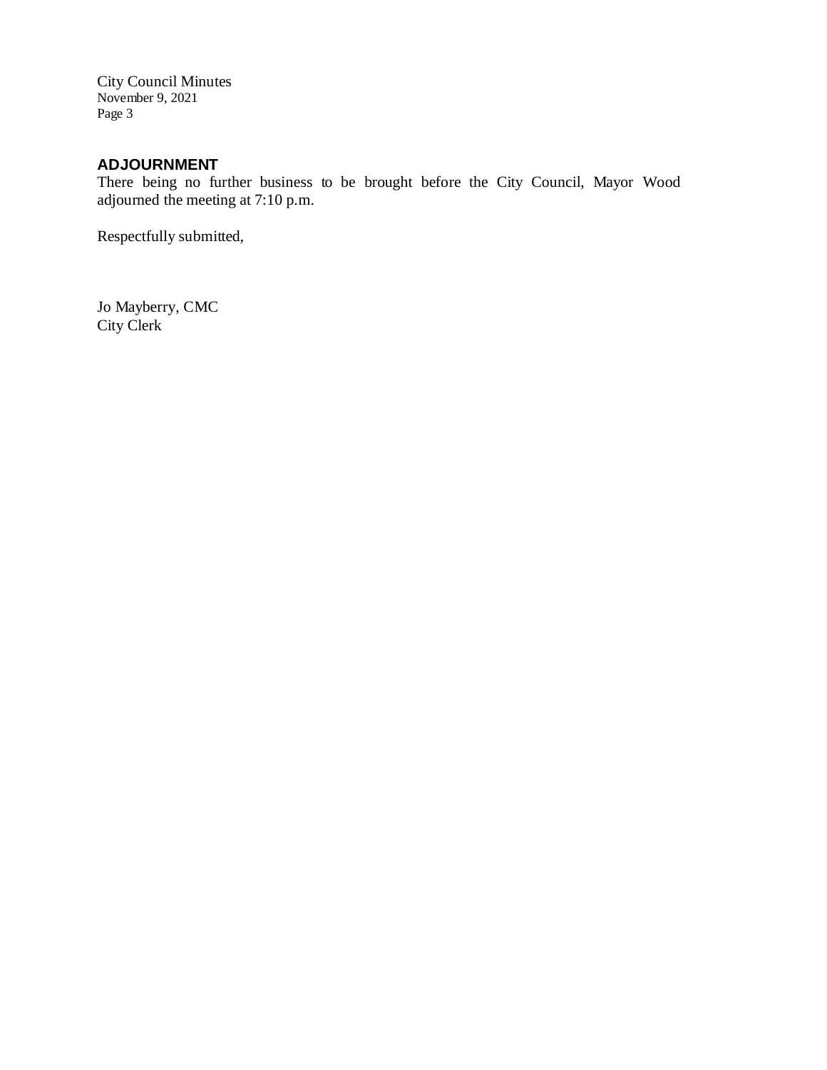## ADJOURNMENT

There being no further business to be brought before the City Council, Mayor Wood adjourned the meeting at 7:10 p.m.

Respectfully submitted,

Jo Mayberry, CMC
City Clerk